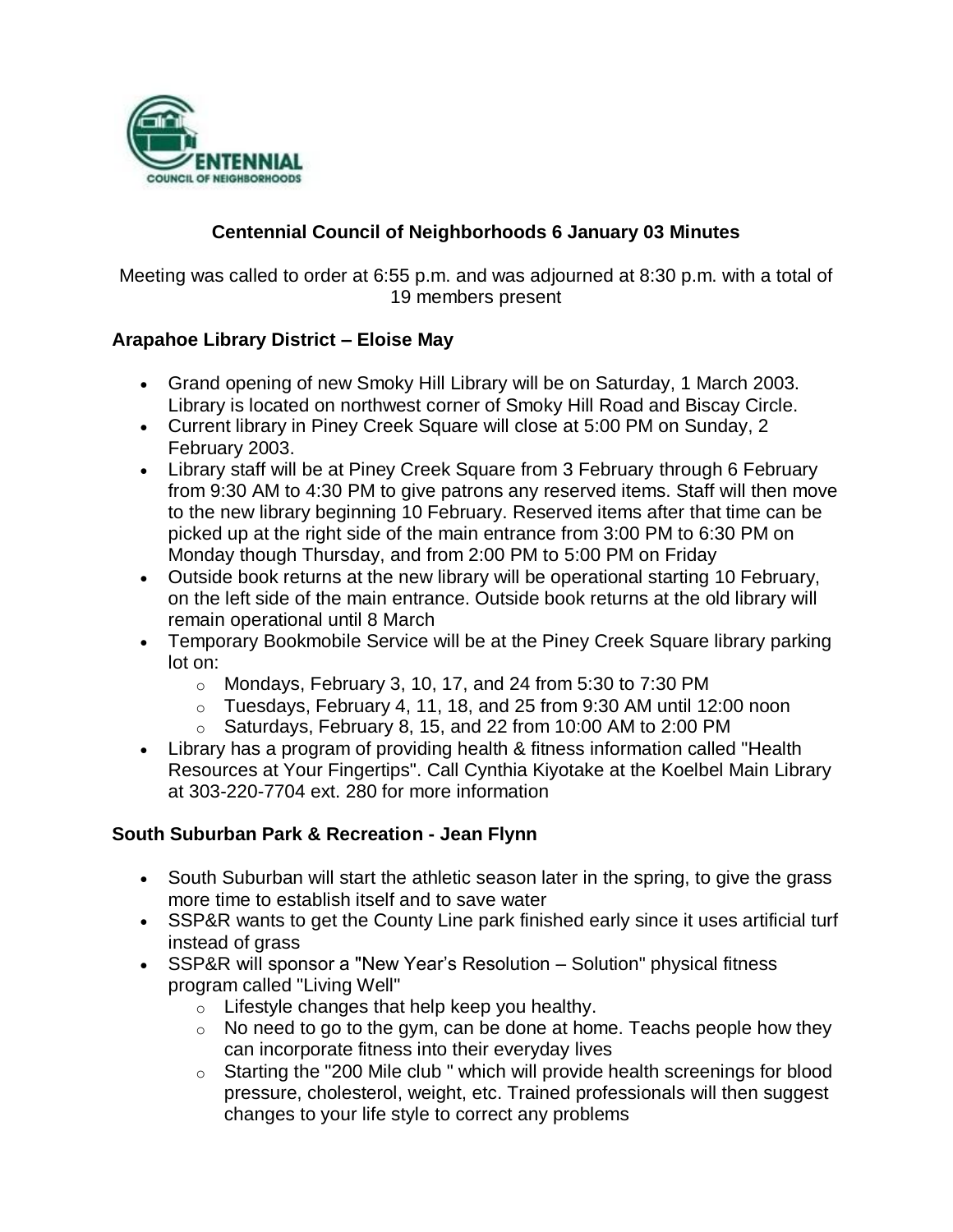# Centennial Council of Neighborhoods 6 January 03 Minutes

Meeting was called to order at 6:55 p.m. and was adjourned at 8:30 p.m. with a total of 19 members present

### Arapahoe Library District – Eloise May

- Grand opening of new Smoky Hill Library will be on Saturday, 1 March 2003. Library is located on northwest corner of Smoky Hill Road and Biscay Circle.
- Current library in Piney Creek Square will close at 5:00 PM on Sunday, 2 February 2003.
- Library staff will be at Piney Creek Square from 3 February through 6 February from 9:30 AM to 4:30 PM to give patrons any reserved items. Staff will then move to the new library beginning 10 February. Reserved items after that time can be picked up at the right side of the main entrance from 3:00 PM to 6:30 PM on Monday though Thursday, and from 2:00 PM to 5:00 PM on Friday
- Outside book returns at the new library will be operational starting 10 February, on the left side of the main entrance. Outside book returns at the old library will remain operational until 8 March
- Temporary Bookmobile Service will be at the Piney Creek Square library parking lot on:
  - Mondays, February 3, 10, 17, and 24 from 5:30 to 7:30 PM
  - Tuesdays, February 4, 11, 18, and 25 from 9:30 AM until 12:00 noon
  - Saturdays, February 8, 15, and 22 from 10:00 AM to 2:00 PM
- Library has a program of providing health & fitness information called "Health Resources at Your Fingertips". Call Cynthia Kiyotake at the Koelbel Main Library at 303-220-7704 ext. 280 for more information

### South Suburban Park & Recreation - Jean Flynn

- South Suburban will start the athletic season later in the spring, to give the grass more time to establish itself and to save water
- SSP&R wants to get the County Line park finished early since it uses artificial turf instead of grass
- SSP&R will sponsor a "New Year's Resolution – Solution" physical fitness program called "Living Well"
  - Lifestyle changes that help keep you healthy.
  - No need to go to the gym, can be done at home. Teachs people how they can incorporate fitness into their everyday lives
  - Starting the "200 Mile club " which will provide health screenings for blood pressure, cholesterol, weight, etc. Trained professionals will then suggest changes to your life style to correct any problems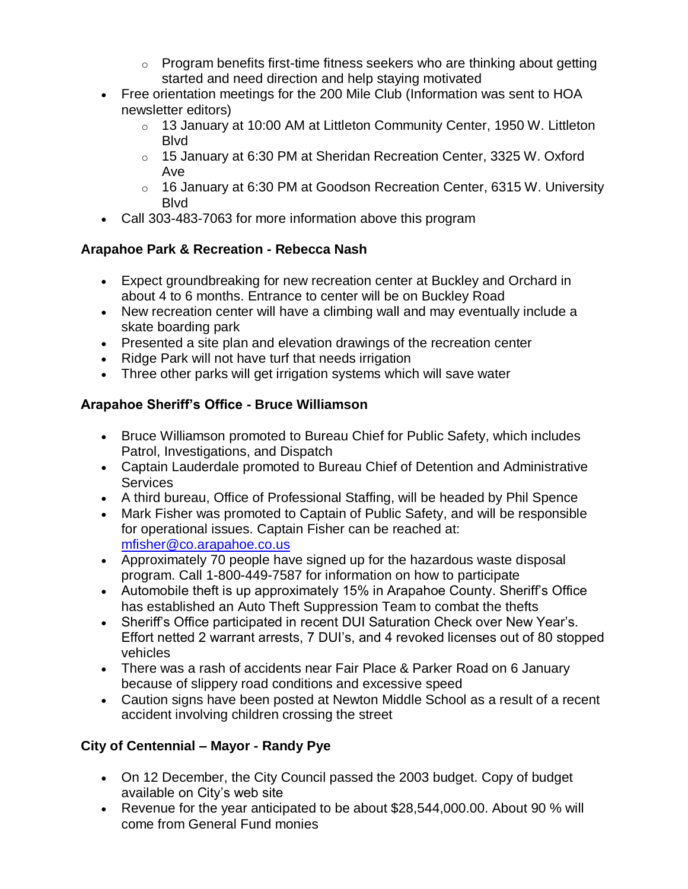- Program benefits first-time fitness seekers who are thinking about getting started and need direction and help staying motivated
- Free orientation meetings for the 200 Mile Club (Information was sent to HOA newsletter editors)
    - 13 January at 10:00 AM at Littleton Community Center, 1950 W. Littleton Blvd
    - 15 January at 6:30 PM at Sheridan Recreation Center, 3325 W. Oxford Ave
    - 16 January at 6:30 PM at Goodson Recreation Center, 6315 W. University Blvd
- Call 303-483-7063 for more information above this program

**Arapahoe Park & Recreation - Rebecca Nash**

- Expect groundbreaking for new recreation center at Buckley and Orchard in about 4 to 6 months. Entrance to center will be on Buckley Road
- New recreation center will have a climbing wall and may eventually include a skate boarding park
- Presented a site plan and elevation drawings of the recreation center
- Ridge Park will not have turf that needs irrigation
- Three other parks will get irrigation systems which will save water

**Arapahoe Sheriff's Office - Bruce Williamson**

- Bruce Williamson promoted to Bureau Chief for Public Safety, which includes Patrol, Investigations, and Dispatch
- Captain Lauderdale promoted to Bureau Chief of Detention and Administrative Services
- A third bureau, Office of Professional Staffing, will be headed by Phil Spence
- Mark Fisher was promoted to Captain of Public Safety, and will be responsible for operational issues. Captain Fisher can be reached at: mfisher@co.arapahoe.co.us
- Approximately 70 people have signed up for the hazardous waste disposal program. Call 1-800-449-7587 for information on how to participate
- Automobile theft is up approximately 15% in Arapahoe County. Sheriff's Office has established an Auto Theft Suppression Team to combat the thefts
- Sheriff's Office participated in recent DUI Saturation Check over New Year's. Effort netted 2 warrant arrests, 7 DUI's, and 4 revoked licenses out of 80 stopped vehicles
- There was a rash of accidents near Fair Place & Parker Road on 6 January because of slippery road conditions and excessive speed
- Caution signs have been posted at Newton Middle School as a result of a recent accident involving children crossing the street

**City of Centennial – Mayor - Randy Pye**

- On 12 December, the City Council passed the 2003 budget. Copy of budget available on City's web site
- Revenue for the year anticipated to be about $28,544,000.00. About 90 % will come from General Fund monies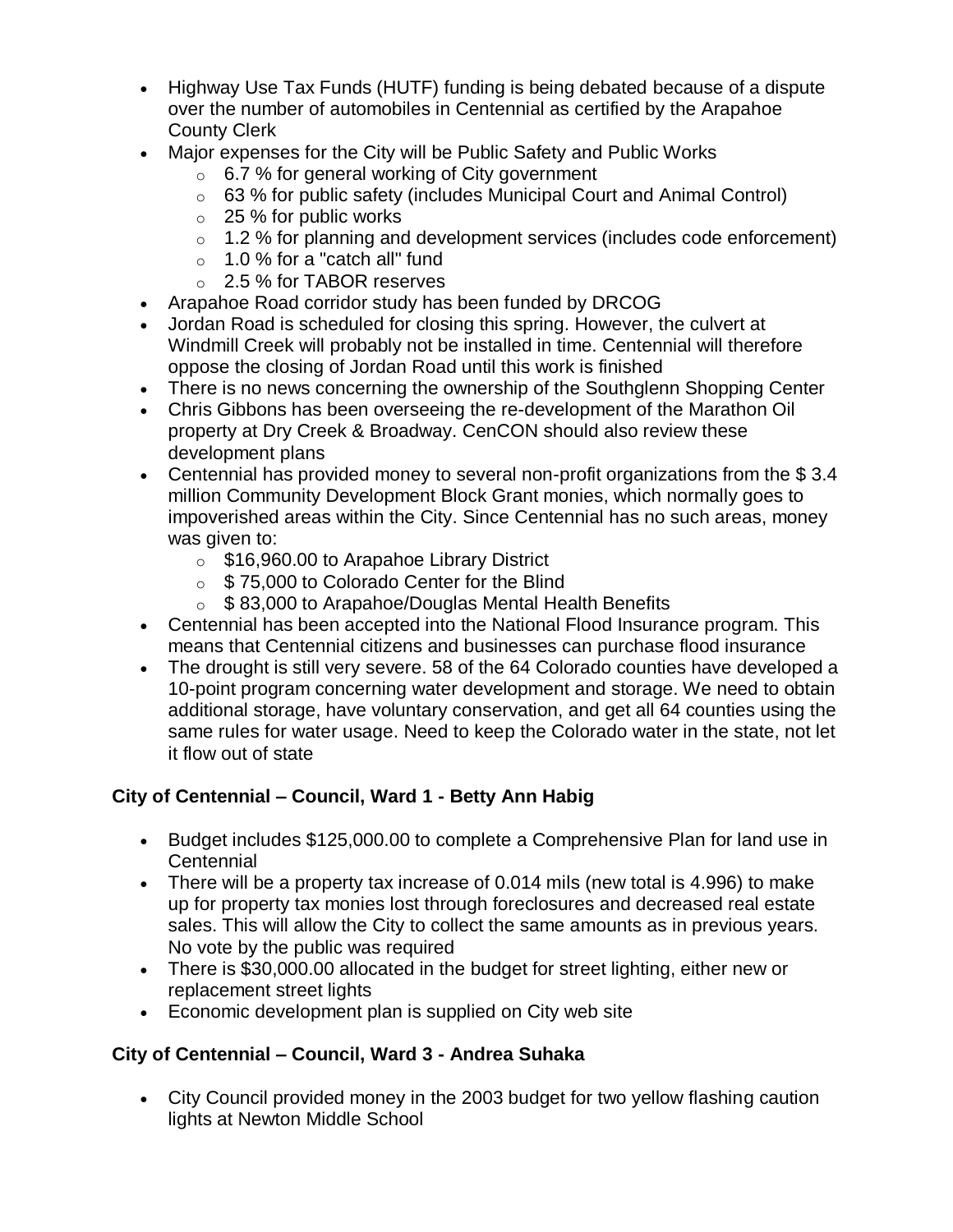- Highway Use Tax Funds (HUTF) funding is being debated because of a dispute over the number of automobiles in Centennial as certified by the Arapahoe County Clerk
- Major expenses for the City will be Public Safety and Public Works
  - 6.7 % for general working of City government
  - 63 % for public safety (includes Municipal Court and Animal Control)
  - 25 % for public works
  - 1.2 % for planning and development services (includes code enforcement)
  - 1.0 % for a "catch all" fund
  - 2.5 % for TABOR reserves
- Arapahoe Road corridor study has been funded by DRCOG
- Jordan Road is scheduled for closing this spring. However, the culvert at Windmill Creek will probably not be installed in time. Centennial will therefore oppose the closing of Jordan Road until this work is finished
- There is no news concerning the ownership of the Southglenn Shopping Center
- Chris Gibbons has been overseeing the re-development of the Marathon Oil property at Dry Creek & Broadway. CenCON should also review these development plans
- Centennial has provided money to several non-profit organizations from the $ 3.4 million Community Development Block Grant monies, which normally goes to impoverished areas within the City. Since Centennial has no such areas, money was given to:
  - $16,960.00 to Arapahoe Library District
  - $ 75,000 to Colorado Center for the Blind
  - $ 83,000 to Arapahoe/Douglas Mental Health Benefits
- Centennial has been accepted into the National Flood Insurance program. This means that Centennial citizens and businesses can purchase flood insurance
- The drought is still very severe. 58 of the 64 Colorado counties have developed a 10-point program concerning water development and storage. We need to obtain additional storage, have voluntary conservation, and get all 64 counties using the same rules for water usage. Need to keep the Colorado water in the state, not let it flow out of state

### City of Centennial – Council, Ward 1 - Betty Ann Habig

- Budget includes $125,000.00 to complete a Comprehensive Plan for land use in Centennial
- There will be a property tax increase of 0.014 mils (new total is 4.996) to make up for property tax monies lost through foreclosures and decreased real estate sales. This will allow the City to collect the same amounts as in previous years. No vote by the public was required
- There is $30,000.00 allocated in the budget for street lighting, either new or replacement street lights
- Economic development plan is supplied on City web site

### City of Centennial – Council, Ward 3 - Andrea Suhaka

- City Council provided money in the 2003 budget for two yellow flashing caution lights at Newton Middle School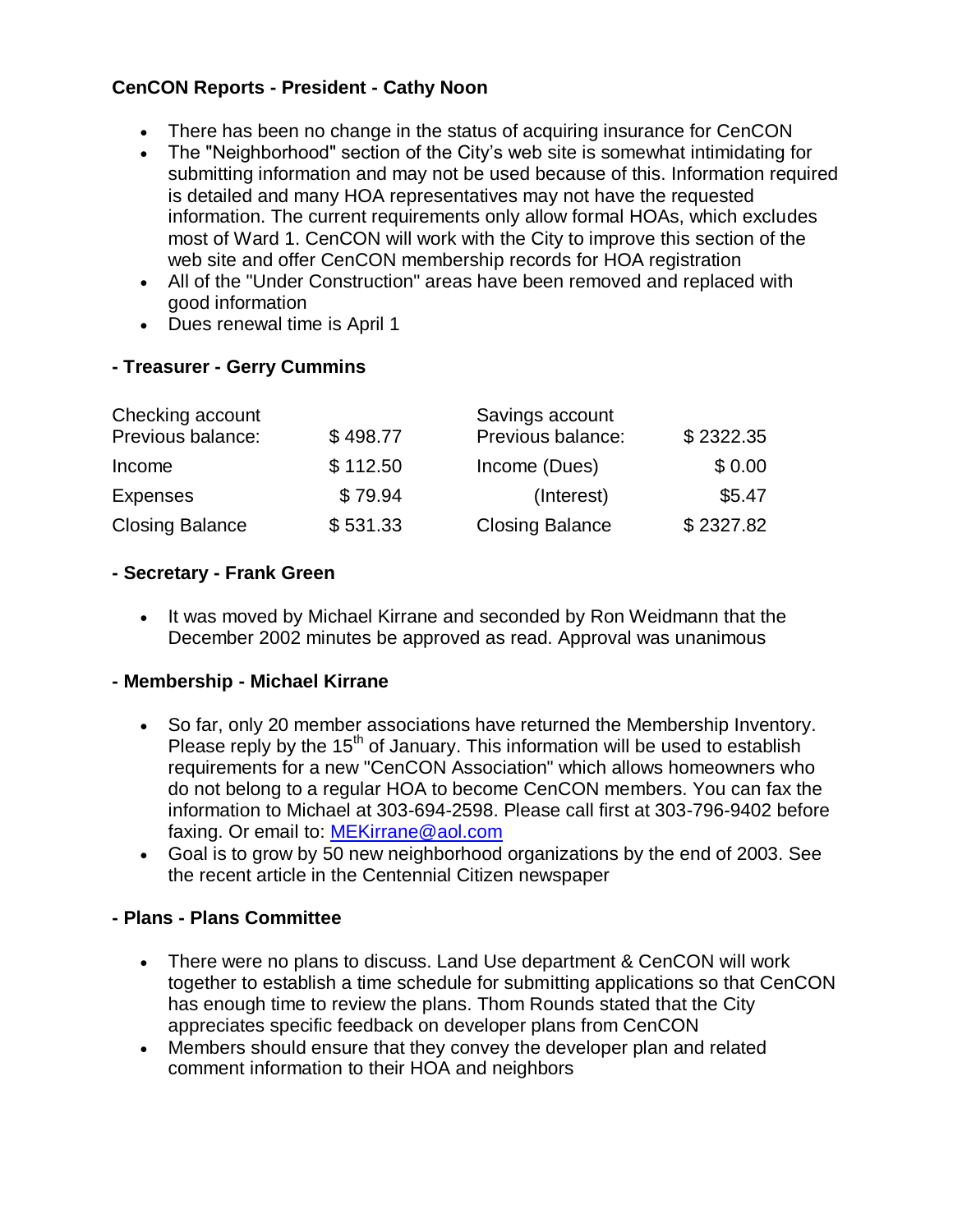**CenCON Reports - President - Cathy Noon**

- There has been no change in the status of acquiring insurance for CenCON
- The "Neighborhood" section of the City's web site is somewhat intimidating for submitting information and may not be used because of this. Information required is detailed and many HOA representatives may not have the requested information. The current requirements only allow formal HOAs, which excludes most of Ward 1. CenCON will work with the City to improve this section of the web site and offer CenCON membership records for HOA registration
- All of the "Under Construction" areas have been removed and replaced with good information
- Dues renewal time is April 1

**- Treasurer - Gerry Cummins**

| | | | |
|---|---|---|---|
| Checking account<br>Previous balance: | $ 498.77 | Savings account<br>Previous balance: | $ 2322.35 |
| Income | $ 112.50 | Income (Dues) | $ 0.00 |
| Expenses | $ 79.94 | (Interest) | $5.47 |
| Closing Balance | $ 531.33 | Closing Balance | $ 2327.82 |

**- Secretary - Frank Green**

- It was moved by Michael Kirrane and seconded by Ron Weidmann that the December 2002 minutes be approved as read. Approval was unanimous

**- Membership - Michael Kirrane**

- So far, only 20 member associations have returned the Membership Inventory. Please reply by the 15th of January. This information will be used to establish requirements for a new "CenCON Association" which allows homeowners who do not belong to a regular HOA to become CenCON members. You can fax the information to Michael at 303-694-2598. Please call first at 303-796-9402 before faxing. Or email to: MEKirrane@aol.com
- Goal is to grow by 50 new neighborhood organizations by the end of 2003. See the recent article in the Centennial Citizen newspaper

**- Plans - Plans Committee**

- There were no plans to discuss. Land Use department & CenCON will work together to establish a time schedule for submitting applications so that CenCON has enough time to review the plans. Thom Rounds stated that the City appreciates specific feedback on developer plans from CenCON
- Members should ensure that they convey the developer plan and related comment information to their HOA and neighbors